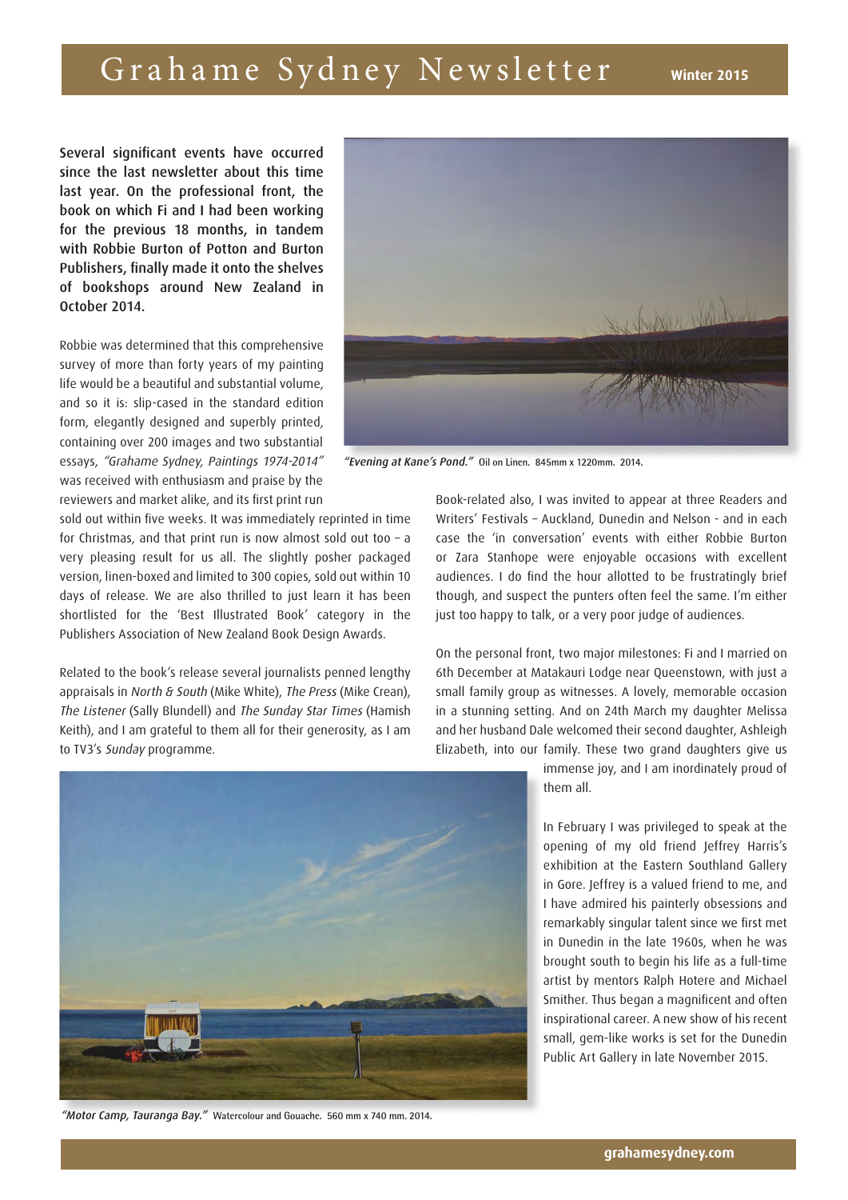# Grahame Sydney Newsletter

**Winter 2015**

**Several significant events have occurred since the last newsletter about this time last year. On the professional front, the book on which Fi and I had been working for the previous 18 months, in tandem with Robbie Burton of Potton and Burton Publishers, finally made it onto the shelves of bookshops around New Zealand in October 2014.**

Robbie was determined that this comprehensive survey of more than forty years of my painting life would be a beautiful and substantial volume, and so it is: slip-cased in the standard edition form, elegantly designed and superbly printed, containing over 200 images and two substantial essays, *"Grahame Sydney, Paintings 1974-2014"* was received with enthusiasm and praise by the reviewers and market alike, and its first print run sold out within five weeks. It was immediately reprinted in time for Christmas, and that print run is now almost sold out too – a very pleasing result for us all. The slightly posher packaged version, linen-boxed and limited to 300 copies, sold out within 10 days of release. We are also thrilled to just learn it has been shortlisted for the 'Best Illustrated Book' category in the Publishers Association of New Zealand Book Design Awards.

*"Evening at Kane's Pond."* Oil on Linen. 845mm x 1220mm. 2014.

Related to the book's release several journalists penned lengthy appraisals in *North & South* (Mike White), *The Press* (Mike Crean), *The Listener* (Sally Blundell) and *The Sunday Star Times* (Hamish Keith), and I am grateful to them all for their generosity, as I am to TV3's *Sunday* programme.

Book-related also, I was invited to appear at three Readers and Writers' Festivals – Auckland, Dunedin and Nelson - and in each case the 'in conversation' events with either Robbie Burton or Zara Stanhope were enjoyable occasions with excellent audiences. I do find the hour allotted to be frustratingly brief though, and suspect the punters often feel the same. I'm either just too happy to talk, or a very poor judge of audiences.

On the personal front, two major milestones: Fi and I married on 6th December at Matakauri Lodge near Queenstown, with just a small family group as witnesses. A lovely, memorable occasion in a stunning setting. And on 24th March my daughter Melissa and her husband Dale welcomed their second daughter, Ashleigh Elizabeth, into our family. These two grand daughters give us immense joy, and I am inordinately proud of them all.

In February I was privileged to speak at the opening of my old friend Jeffrey Harris's exhibition at the Eastern Southland Gallery in Gore. Jeffrey is a valued friend to me, and I have admired his painterly obsessions and remarkably singular talent since we first met in Dunedin in the late 1960s, when he was brought south to begin his life as a full-time artist by mentors Ralph Hotere and Michael Smither. Thus began a magnificent and often inspirational career. A new show of his recent small, gem-like works is set for the Dunedin Public Art Gallery in late November 2015.

*"Motor Camp, Tauranga Bay."* Watercolour and Gouache. 560 mm x 740 mm. 2014.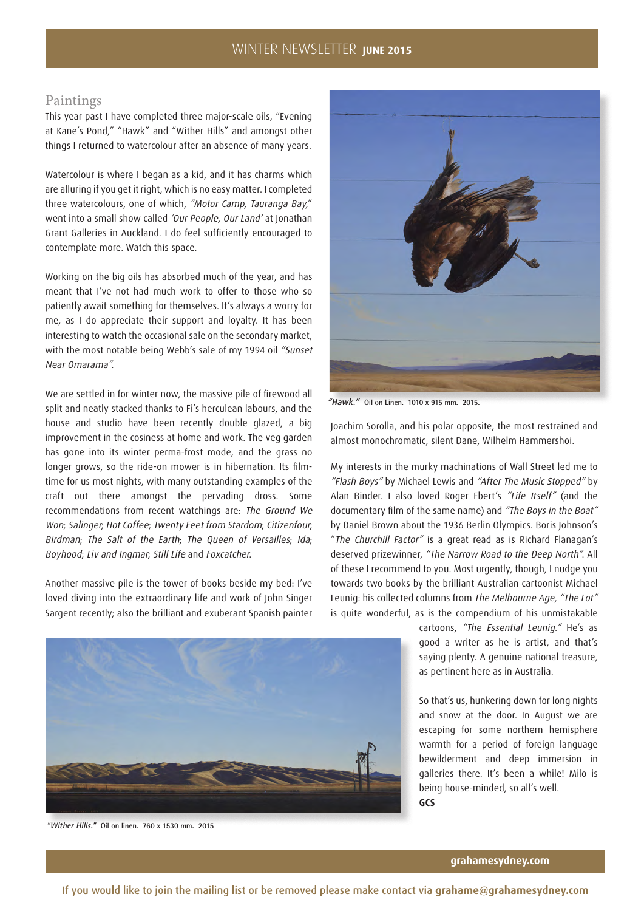# WINTER NEWSLETTER **JUNE 2015**

## Paintings

This year past I have completed three major-scale oils, "Evening at Kane's Pond," "Hawk" and "Wither Hills" and amongst other things I returned to watercolour after an absence of many years.

Watercolour is where I began as a kid, and it has charms which are alluring if you get it right, which is no easy matter. I completed three watercolours, one of which, *"Motor Camp, Tauranga Bay,"* went into a small show called *'Our People, Our Land'* at Jonathan Grant Galleries in Auckland. I do feel sufficiently encouraged to contemplate more. Watch this space.

Working on the big oils has absorbed much of the year, and has meant that I've not had much work to offer to those who so patiently await something for themselves. It's always a worry for me, as I do appreciate their support and loyalty. It has been interesting to watch the occasional sale on the secondary market, with the most notable being Webb's sale of my 1994 oil *"Sunset Near Omarama"*.

We are settled in for winter now, the massive pile of firewood all split and neatly stacked thanks to Fi's herculean labours, and the house and studio have been recently double glazed, a big improvement in the cosiness at home and work. The veg garden has gone into its winter perma-frost mode, and the grass no longer grows, so the ride-on mower is in hibernation. Its film-time for us most nights, with many outstanding examples of the craft out there amongst the pervading dross. Some recommendations from recent watchings are: *The Ground We Won*; *Salinger*; *Hot Coffee*; *Twenty Feet from Stardom*; *Citizenfour*; *Birdman*; *The Salt of the Earth*; *The Queen of Versailles*; *Ida*; *Boyhood*; *Liv and Ingmar*; *Still Life* and *Foxcatcher*.

Another massive pile is the tower of books beside my bed: I've loved diving into the extraordinary life and work of John Singer Sargent recently; also the brilliant and exuberant Spanish painter Joachim Sorolla, and his polar opposite, the most restrained and almost monochromatic, silent Dane, Wilhelm Hammershoi.

*"Hawk."* Oil on Linen. 1010 x 915 mm. 2015.

My interests in the murky machinations of Wall Street led me to *"Flash Boys"* by Michael Lewis and *"After The Music Stopped"* by Alan Binder. I also loved Roger Ebert's *"Life Itself"* (and the documentary film of the same name) and *"The Boys in the Boat"* by Daniel Brown about the 1936 Berlin Olympics. Boris Johnson's *"The Churchill Factor"* is a great read as is Richard Flanagan's deserved prizewinner, *"The Narrow Road to the Deep North"*. All of these I recommend to you. Most urgently, though, I nudge you towards two books by the brilliant Australian cartoonist Michael Leunig: his collected columns from *The Melbourne Age*, *"The Lot"* is quite wonderful, as is the compendium of his unmistakable cartoons, *"The Essential Leunig."* He's as good a writer as he is artist, and that's saying plenty. A genuine national treasure, as pertinent here as in Australia.

So that's us, hunkering down for long nights and snow at the door. In August we are escaping for some northern hemisphere warmth for a period of foreign language bewilderment and deep immersion in galleries there. It's been a while! Milo is being house-minded, so all's well.

**GCS**

*"Wither Hills."* Oil on linen. 760 x 1530 mm. 2015

**grahamesydney.com**

If you would like to join the mailing list or be removed please make contact via **grahame@grahamesydney.com**